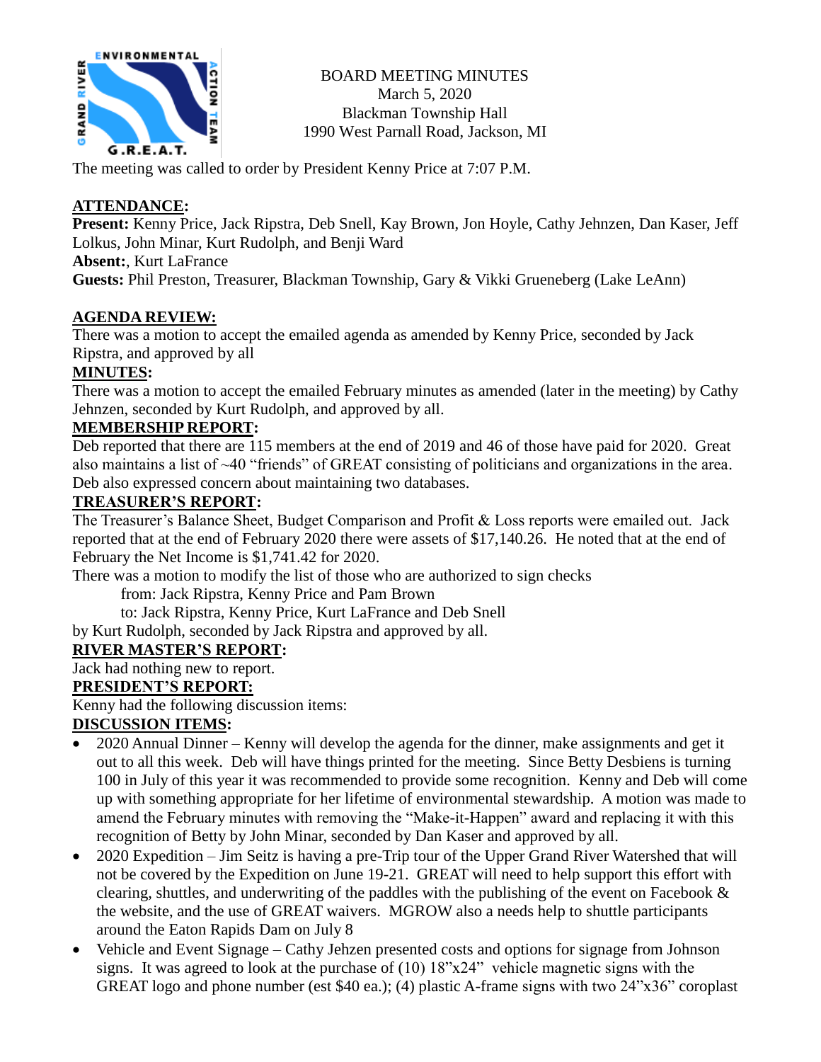BOARD MEETING MINUTES
March 5, 2020
Blackman Township Hall
1990 West Parnall Road, Jackson, MI

The meeting was called to order by President Kenny Price at 7:07 P.M.

## ATTENDANCE:

**Present:** Kenny Price, Jack Ripstra, Deb Snell, Kay Brown, Jon Hoyle, Cathy Jehnzen, Dan Kaser, Jeff Lolkus, John Minar, Kurt Rudolph, and Benji Ward

**Absent:**, Kurt LaFrance

**Guests:** Phil Preston, Treasurer, Blackman Township, Gary & Vikki Grueneberg (Lake LeAnn)

## AGENDA REVIEW:

There was a motion to accept the emailed agenda as amended by Kenny Price, seconded by Jack Ripstra, and approved by all

## MINUTES:

There was a motion to accept the emailed February minutes as amended (later in the meeting) by Cathy Jehnzen, seconded by Kurt Rudolph, and approved by all.

## MEMBERSHIP REPORT:

Deb reported that there are 115 members at the end of 2019 and 46 of those have paid for 2020. Great also maintains a list of ~40 "friends" of GREAT consisting of politicians and organizations in the area. Deb also expressed concern about maintaining two databases.

## TREASURER'S REPORT:

The Treasurer's Balance Sheet, Budget Comparison and Profit & Loss reports were emailed out. Jack reported that at the end of February 2020 there were assets of $17,140.26. He noted that at the end of February the Net Income is $1,741.42 for 2020.

There was a motion to modify the list of those who are authorized to sign checks

from: Jack Ripstra, Kenny Price and Pam Brown

to: Jack Ripstra, Kenny Price, Kurt LaFrance and Deb Snell

by Kurt Rudolph, seconded by Jack Ripstra and approved by all.

## RIVER MASTER'S REPORT:

Jack had nothing new to report.

## PRESIDENT'S REPORT:

Kenny had the following discussion items:

## DISCUSSION ITEMS:

- 2020 Annual Dinner – Kenny will develop the agenda for the dinner, make assignments and get it out to all this week. Deb will have things printed for the meeting. Since Betty Desbiens is turning 100 in July of this year it was recommended to provide some recognition. Kenny and Deb will come up with something appropriate for her lifetime of environmental stewardship. A motion was made to amend the February minutes with removing the "Make-it-Happen" award and replacing it with this recognition of Betty by John Minar, seconded by Dan Kaser and approved by all.
- 2020 Expedition – Jim Seitz is having a pre-Trip tour of the Upper Grand River Watershed that will not be covered by the Expedition on June 19-21. GREAT will need to help support this effort with clearing, shuttles, and underwriting of the paddles with the publishing of the event on Facebook & the website, and the use of GREAT waivers. MGROW also a needs help to shuttle participants around the Eaton Rapids Dam on July 8
- Vehicle and Event Signage – Cathy Jehzen presented costs and options for signage from Johnson signs. It was agreed to look at the purchase of (10) 18"x24" vehicle magnetic signs with the GREAT logo and phone number (est $40 ea.); (4) plastic A-frame signs with two 24"x36" coroplast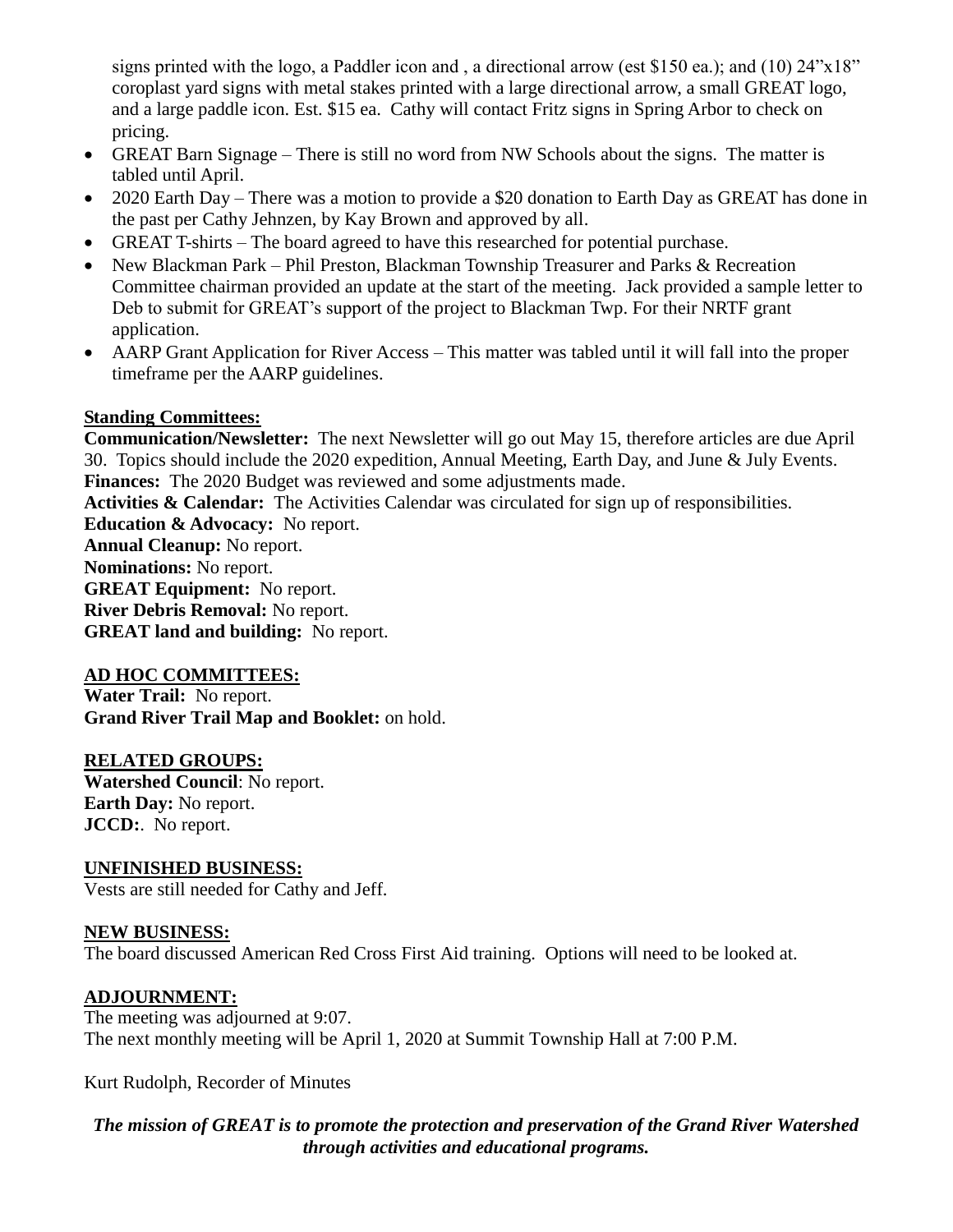signs printed with the logo, a Paddler icon and , a directional arrow (est $150 ea.); and (10) 24"x18" coroplast yard signs with metal stakes printed with a large directional arrow, a small GREAT logo, and a large paddle icon. Est. $15 ea. Cathy will contact Fritz signs in Spring Arbor to check on pricing.

- GREAT Barn Signage – There is still no word from NW Schools about the signs. The matter is tabled until April.
- 2020 Earth Day – There was a motion to provide a $20 donation to Earth Day as GREAT has done in the past per Cathy Jehnzen, by Kay Brown and approved by all.
- GREAT T-shirts – The board agreed to have this researched for potential purchase.
- New Blackman Park – Phil Preston, Blackman Township Treasurer and Parks & Recreation Committee chairman provided an update at the start of the meeting. Jack provided a sample letter to Deb to submit for GREAT's support of the project to Blackman Twp. For their NRTF grant application.
- AARP Grant Application for River Access – This matter was tabled until it will fall into the proper timeframe per the AARP guidelines.

**Standing Committees:**

**Communication/Newsletter:** The next Newsletter will go out May 15, therefore articles are due April 30. Topics should include the 2020 expedition, Annual Meeting, Earth Day, and June & July Events.
**Finances:** The 2020 Budget was reviewed and some adjustments made.
**Activities & Calendar:** The Activities Calendar was circulated for sign up of responsibilities.
**Education & Advocacy:** No report.
**Annual Cleanup:** No report.
**Nominations:** No report.
**GREAT Equipment:** No report.
**River Debris Removal:** No report.
**GREAT land and building:** No report.

**AD HOC COMMITTEES:**

**Water Trail:** No report.
**Grand River Trail Map and Booklet:** on hold.

**RELATED GROUPS:**

**Watershed Council**: No report.
**Earth Day:** No report.
**JCCD:**. No report.

**UNFINISHED BUSINESS:**

Vests are still needed for Cathy and Jeff.

**NEW BUSINESS:**

The board discussed American Red Cross First Aid training. Options will need to be looked at.

**ADJOURNMENT:**

The meeting was adjourned at 9:07.
The next monthly meeting will be April 1, 2020 at Summit Township Hall at 7:00 P.M.

Kurt Rudolph, Recorder of Minutes

***The mission of GREAT is to promote the protection and preservation of the Grand River Watershed through activities and educational programs.***